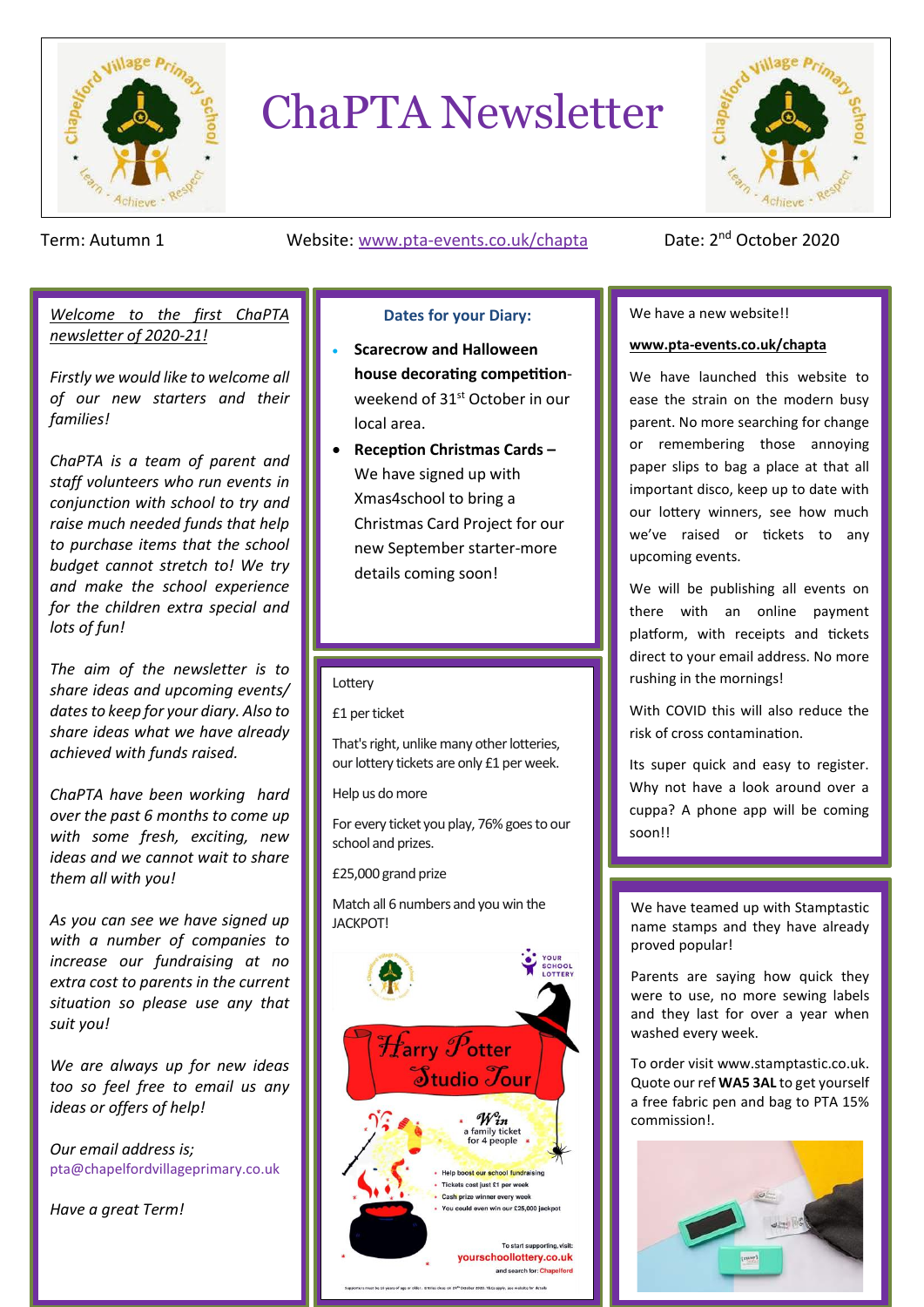# ChaPTA Newsletter

Term: Autumn 1

Website: www.pta-events.co.uk/chapta

Date: 2nd October 2020

*Welcome to the first ChaPTA newsletter of 2020-21!*

*Firstly we would like to welcome all of our new starters and their families!*

*ChaPTA is a team of parent and staff volunteers who run events in conjunction with school to try and raise much needed funds that help to purchase items that the school budget cannot stretch to! We try and make the school experience for the children extra special and lots of fun!*

*The aim of the newsletter is to share ideas and upcoming events/ dates to keep for your diary. Also to share ideas what we have already achieved with funds raised.*

*ChaPTA have been working hard over the past 6 months to come up with some fresh, exciting, new ideas and we cannot wait to share them all with you!*

*As you can see we have signed up with a number of companies to increase our fundraising at no extra cost to parents in the current situation so please use any that suit you!*

*We are always up for new ideas too so feel free to email us any ideas or offers of help!*

*Our email address is;*
pta@chapelfordvillageprimary.co.uk

*Have a great Term!*

## Dates for your Diary:

- **Scarecrow and Halloween house decorating competition**- weekend of 31st October in our local area.
- **Reception Christmas Cards –** We have signed up with Xmas4school to bring a Christmas Card Project for our new September starter-more details coming soon!

Lottery

£1 per ticket

That's right, unlike many other lotteries, our lottery tickets are only £1 per week.

Help us do more

For every ticket you play, 76% goes to our school and prizes.

£25,000 grand prize

Match all 6 numbers and you win the JACKPOT!

YOUR SCHOOL LOTTERY

Harry Potter Studio Tour

Win a family ticket for 4 people

- Help boost our school fundraising
- Tickets cost just £1 per week
- Cash prize winner every week
- You could even win our £25,000 jackpot

To start supporting, visit: yourschoollottery.co.uk and search for: Chapelford

We have a new website!!

**www.pta-events.co.uk/chapta**

We have launched this website to ease the strain on the modern busy parent. No more searching for change or remembering those annoying paper slips to bag a place at that all important disco, keep up to date with our lottery winners, see how much we've raised or tickets to any upcoming events.

We will be publishing all events on there with an online payment platform, with receipts and tickets direct to your email address. No more rushing in the mornings!

With COVID this will also reduce the risk of cross contamination.

Its super quick and easy to register. Why not have a look around over a cuppa? A phone app will be coming soon!!

We have teamed up with Stamptastic name stamps and they have already proved popular!

Parents are saying how quick they were to use, no more sewing labels and they last for over a year when washed every week.

To order visit www.stamptastic.co.uk. Quote our ref **WA5 3AL** to get yourself a free fabric pen and bag to PTA 15% commission!.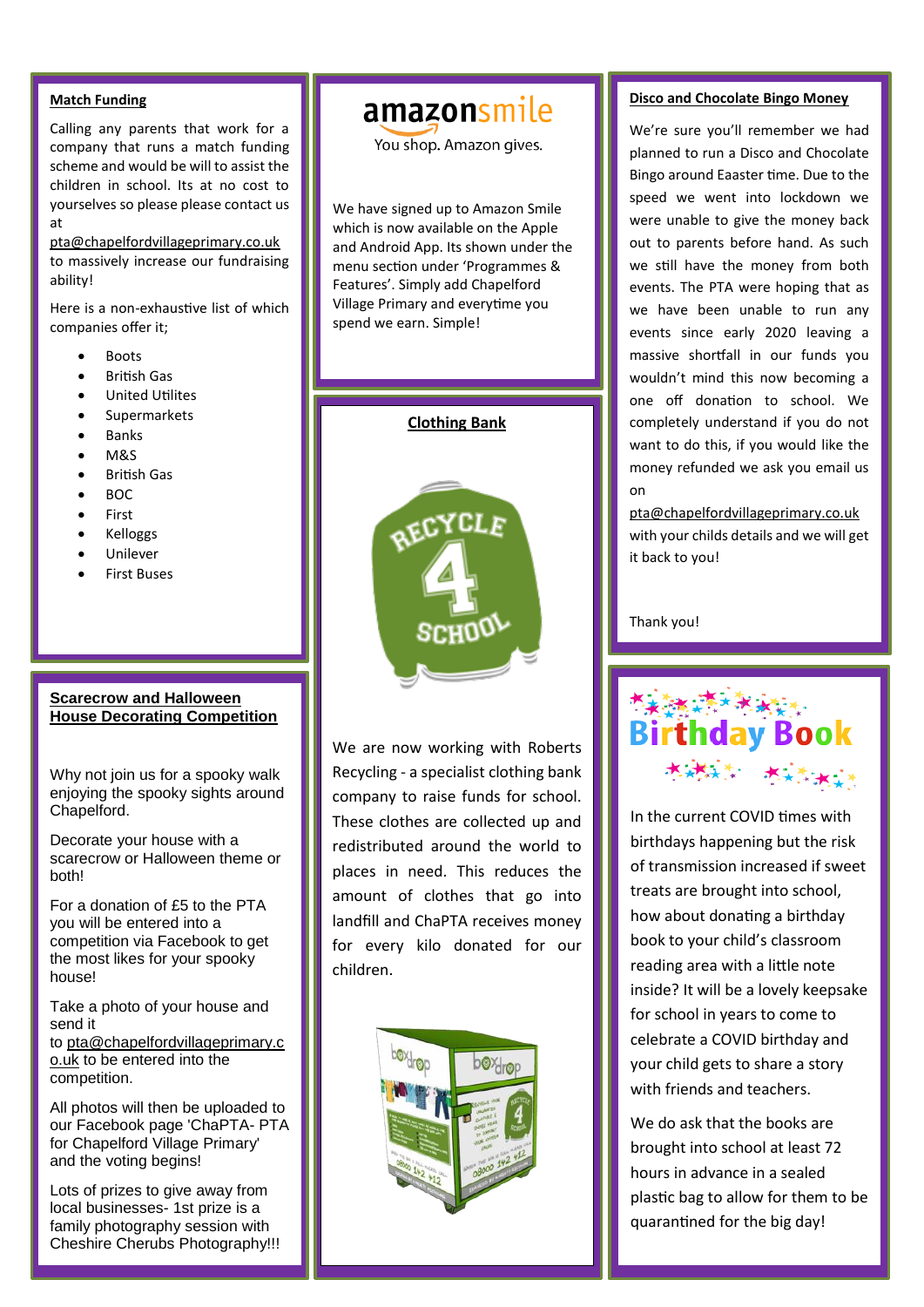## Match Funding

Calling any parents that work for a company that runs a match funding scheme and would be will to assist the children in school. Its at no cost to yourselves so please please contact us at pta@chapelfordvillageprimary.co.uk to massively increase our fundraising ability!

Here is a non-exhaustive list of which companies offer it;

- Boots
- British Gas
- United Utilites
- Supermarkets
- Banks
- M&S
- British Gas
- BOC
- First
- Kelloggs
- Unilever
- First Buses

## Scarecrow and Halloween House Decorating Competition

Why not join us for a spooky walk enjoying the spooky sights around Chapelford.

Decorate your house with a scarecrow or Halloween theme or both!

For a donation of £5 to the PTA you will be entered into a competition via Facebook to get the most likes for your spooky house!

Take a photo of your house and send it to pta@chapelfordvillageprimary.co.uk to be entered into the competition.

All photos will then be uploaded to our Facebook page 'ChaPTA- PTA for Chapelford Village Primary' and the voting begins!

Lots of prizes to give away from local businesses- 1st prize is a family photography session with Cheshire Cherubs Photography!!!

## amazonsmile

You shop. Amazon gives.

We have signed up to Amazon Smile which is now available on the Apple and Android App. Its shown under the menu section under 'Programmes & Features'. Simply add Chapelford Village Primary and everytime you spend we earn. Simple!

## Clothing Bank

We are now working with Roberts Recycling - a specialist clothing bank company to raise funds for school. These clothes are collected up and redistributed around the world to places in need. This reduces the amount of clothes that go into landfill and ChaPTA receives money for every kilo donated for our children.

## Disco and Chocolate Bingo Money

We're sure you'll remember we had planned to run a Disco and Chocolate Bingo around Eaaster time. Due to the speed we went into lockdown we were unable to give the money back out to parents before hand. As such we still have the money from both events. The PTA were hoping that as we have been unable to run any events since early 2020 leaving a massive shortfall in our funds you wouldn't mind this now becoming a one off donation to school. We completely understand if you do not want to do this, if you would like the money refunded we ask you email us on pta@chapelfordvillageprimary.co.uk with your childs details and we will get it back to you!

Thank you!

## Birthday Book

In the current COVID times with birthdays happening but the risk of transmission increased if sweet treats are brought into school, how about donating a birthday book to your child's classroom reading area with a little note inside? It will be a lovely keepsake for school in years to come to celebrate a COVID birthday and your child gets to share a story with friends and teachers.

We do ask that the books are brought into school at least 72 hours in advance in a sealed plastic bag to allow for them to be quarantined for the big day!